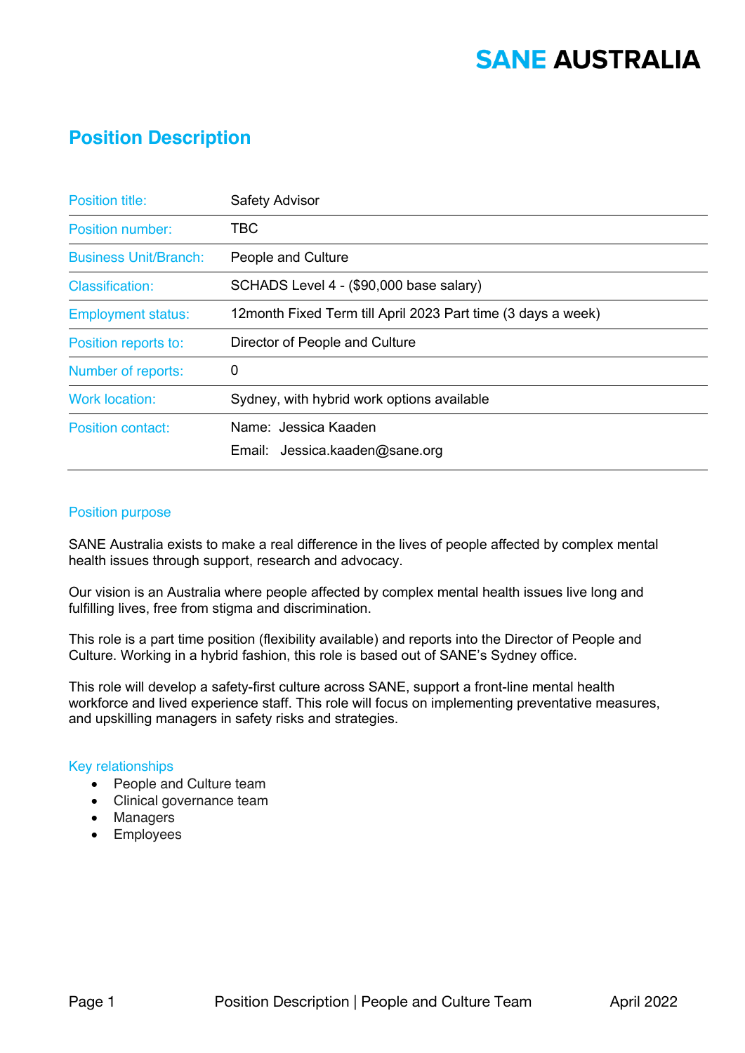# SANE AUSTRALIA

## Position Description

| | |
|---|---|
| Position title: | Safety Advisor |
| Position number: | TBC |
| Business Unit/Branch: | People and Culture |
| Classification: | SCHADS Level 4 - ($90,000 base salary) |
| Employment status: | 12month Fixed Term till April 2023 Part time (3 days a week) |
| Position reports to: | Director of People and Culture |
| Number of reports: | 0 |
| Work location: | Sydney, with hybrid work options available |
| Position contact: | Name: Jessica Kaaden<br>Email: Jessica.kaaden@sane.org |

### Position purpose

SANE Australia exists to make a real difference in the lives of people affected by complex mental health issues through support, research and advocacy.

Our vision is an Australia where people affected by complex mental health issues live long and fulfilling lives, free from stigma and discrimination.

This role is a part time position (flexibility available) and reports into the Director of People and Culture. Working in a hybrid fashion, this role is based out of SANE's Sydney office.

This role will develop a safety-first culture across SANE, support a front-line mental health workforce and lived experience staff. This role will focus on implementing preventative measures, and upskilling managers in safety risks and strategies.

### Key relationships

- People and Culture team
- Clinical governance team
- Managers
- Employees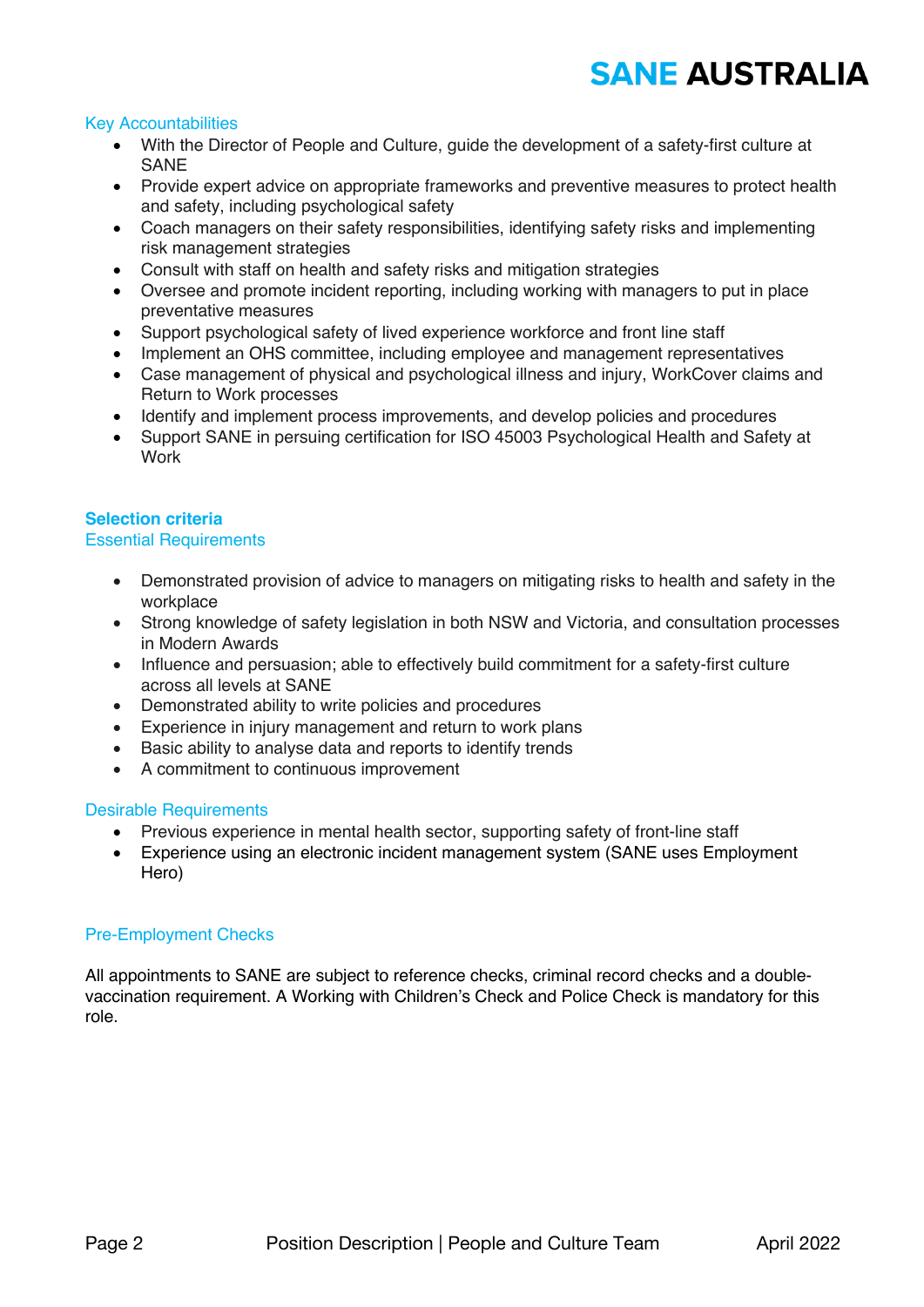### Key Accountabilities

- With the Director of People and Culture, guide the development of a safety-first culture at SANE
- Provide expert advice on appropriate frameworks and preventive measures to protect health and safety, including psychological safety
- Coach managers on their safety responsibilities, identifying safety risks and implementing risk management strategies
- Consult with staff on health and safety risks and mitigation strategies
- Oversee and promote incident reporting, including working with managers to put in place preventative measures
- Support psychological safety of lived experience workforce and front line staff
- Implement an OHS committee, including employee and management representatives
- Case management of physical and psychological illness and injury, WorkCover claims and Return to Work processes
- Identify and implement process improvements, and develop policies and procedures
- Support SANE in persuing certification for ISO 45003 Psychological Health and Safety at Work

## Selection criteria

### Essential Requirements

- Demonstrated provision of advice to managers on mitigating risks to health and safety in the workplace
- Strong knowledge of safety legislation in both NSW and Victoria, and consultation processes in Modern Awards
- Influence and persuasion; able to effectively build commitment for a safety-first culture across all levels at SANE
- Demonstrated ability to write policies and procedures
- Experience in injury management and return to work plans
- Basic ability to analyse data and reports to identify trends
- A commitment to continuous improvement

### Desirable Requirements

- Previous experience in mental health sector, supporting safety of front-line staff
- Experience using an electronic incident management system (SANE uses Employment Hero)

### Pre-Employment Checks

All appointments to SANE are subject to reference checks, criminal record checks and a double-vaccination requirement. A Working with Children's Check and Police Check is mandatory for this role.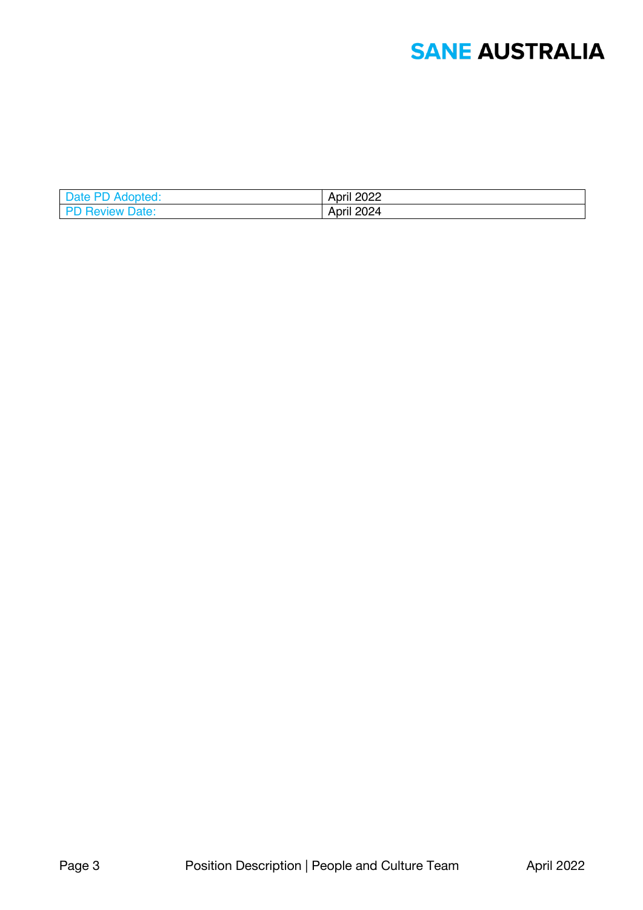| | |
|---|---|
| Date PD Adopted: | April 2022 |
| PD Review Date: | April 2024 |